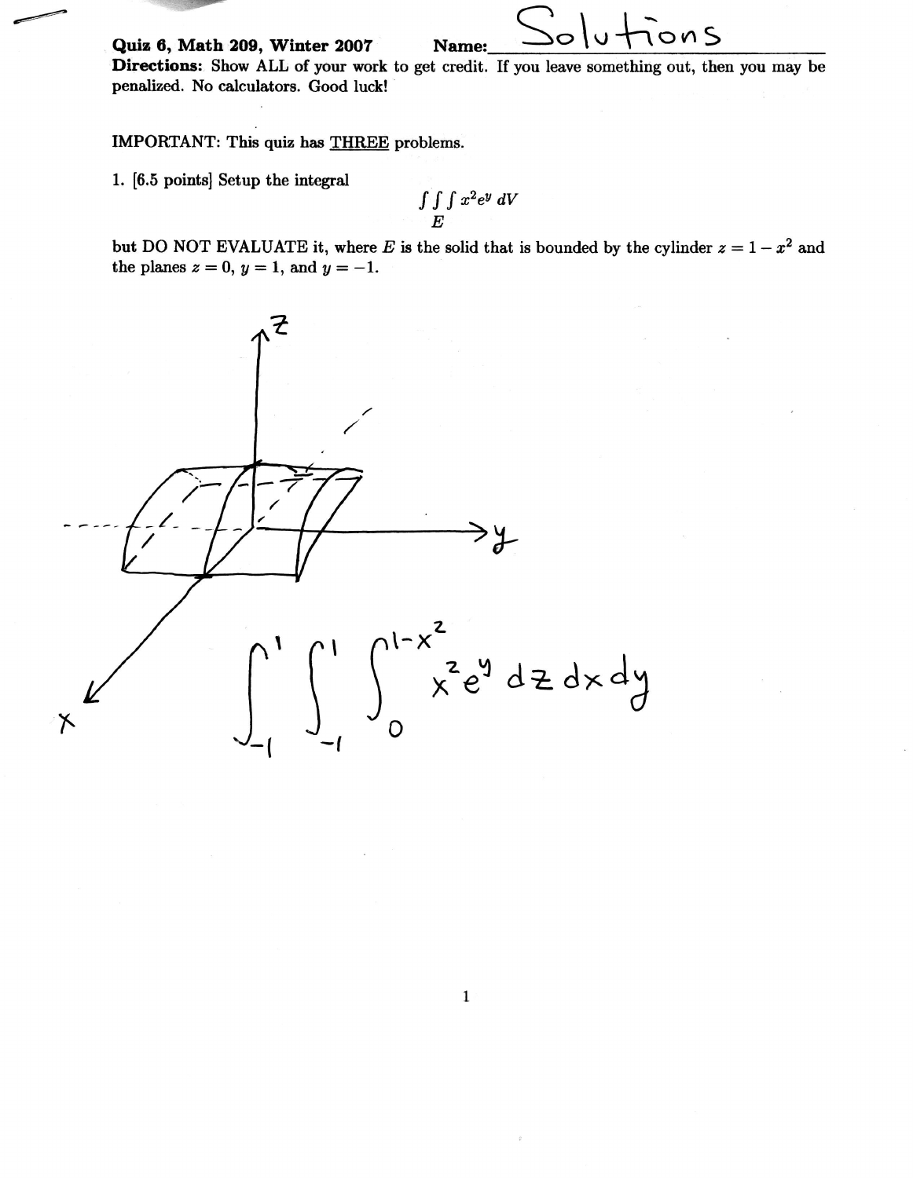**Quiz 6, Math 209, Winter 2007** **Name:** Solutions

**Directions:** Show ALL of your work to get credit. If you leave something out, then you may be penalized. No calculators. Good luck!

IMPORTANT: This quiz has THREE problems.

1. [6.5 points] Setup the integral

$$\iiint_E x^2 e^y \, dV$$

but DO NOT EVALUATE it, where $E$ is the solid that is bounded by the cylinder $z = 1 - x^2$ and the planes $z = 0$, $y = 1$, and $y = -1$.

$$\int_{-1}^{1} \int_{-1}^{1} \int_{0}^{1-x^2} x^2 e^y \, dz \, dx \, dy$$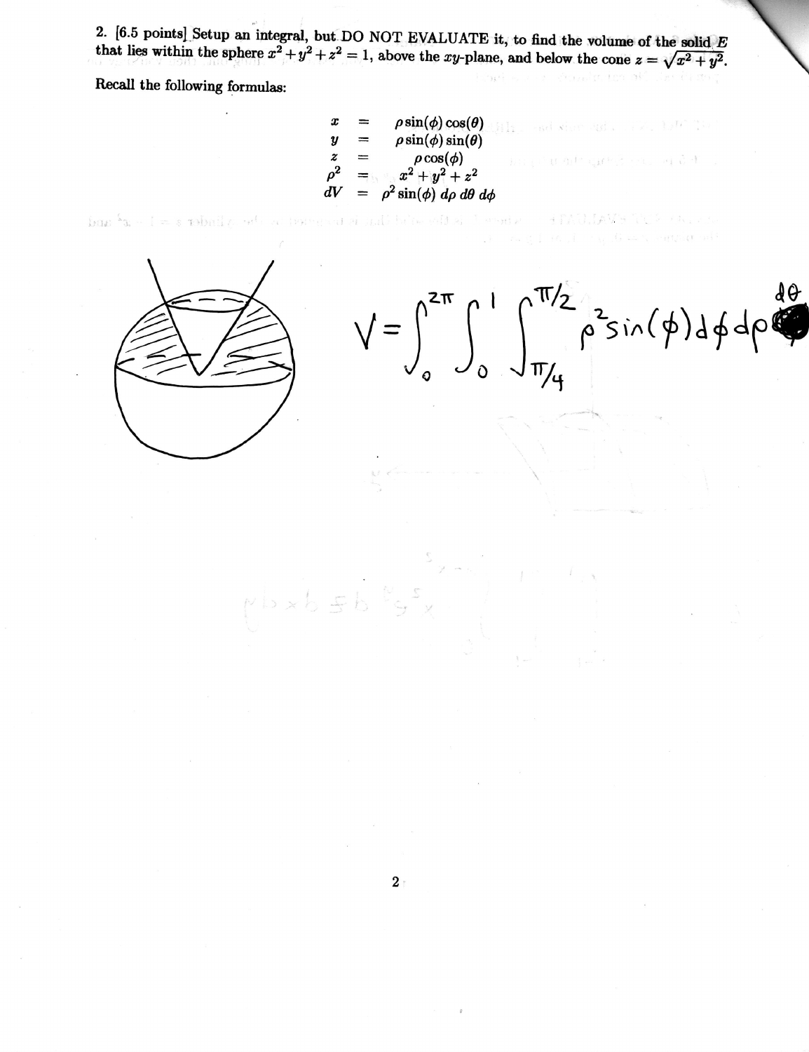2. [6.5 points] Setup an integral, but DO NOT EVALUATE it, to find the volume of the solid $E$ that lies within the sphere $x^2 + y^2 + z^2 = 1$, above the $xy$-plane, and below the cone $z = \sqrt{x^2 + y^2}$.

**Recall the following formulas:**

$$
\begin{aligned}
x &= \rho \sin(\phi)\cos(\theta) \\
y &= \rho \sin(\phi)\sin(\theta) \\
z &= \rho \cos(\phi) \\
\rho^2 &= x^2 + y^2 + z^2 \\
dV &= \rho^2 \sin(\phi)\, d\rho\, d\theta\, d\phi
\end{aligned}
$$

$$V = \int_0^{2\pi} \int_0^1 \int_{\pi/4}^{\pi/2} \rho^2 \sin(\phi)\, d\phi\, d\rho\, d\theta$$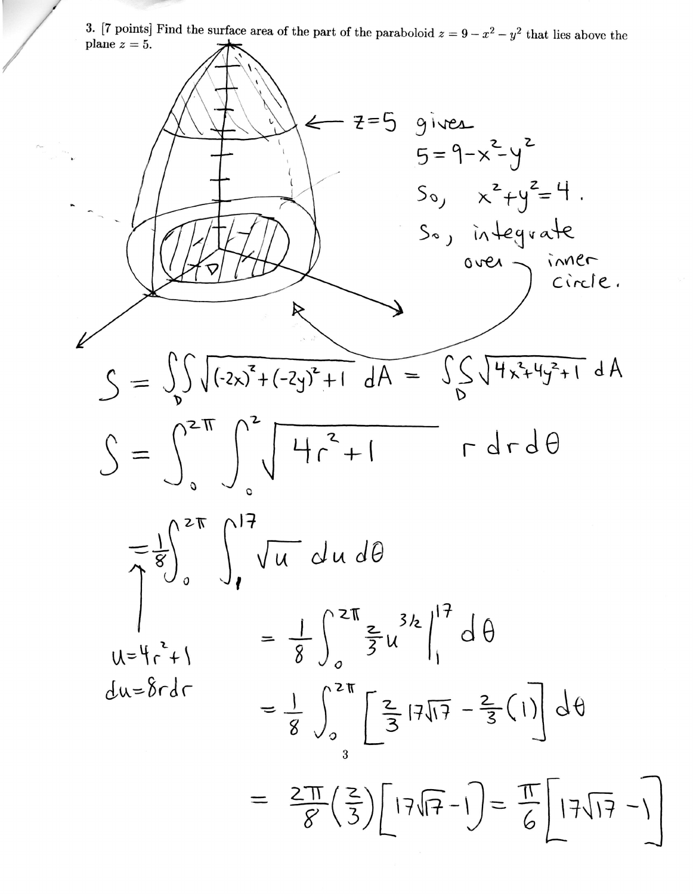3. [7 points] Find the surface area of the part of the paraboloid $z = 9 - x^2 - y^2$ that lies above the plane $z = 5$.

$\leftarrow z=5$ gives

$5 = 9 - x^2 - y^2$

So, $x^2 + y^2 = 4$.

So, integrate over inner circle.

$$S = \iint_D \sqrt{(-2x)^2 + (-2y)^2 + 1}\, dA = \iint_D \sqrt{4x^2 + 4y^2 + 1}\, dA$$

$$S = \int_0^{2\pi} \int_0^2 \sqrt{4r^2 + 1}\; r\, dr\, d\theta$$

$$= \frac{1}{8} \int_0^{2\pi} \int_1^{17} \sqrt{u}\, du\, d\theta$$

$u = 4r^2 + 1$

$du = 8r\,dr$

$$= \frac{1}{8} \int_0^{2\pi} \frac{2}{3} u^{3/2} \Big|_1^{17} d\theta$$

$$= \frac{1}{8} \int_0^{2\pi} \left[ \frac{2}{3} 17\sqrt{17} - \frac{2}{3}(1) \right] d\theta$$

$$= \frac{2\pi}{8} \left( \frac{2}{3} \right) \left[ 17\sqrt{17} - 1 \right] = \frac{\pi}{6} \left[ 17\sqrt{17} - 1 \right]$$